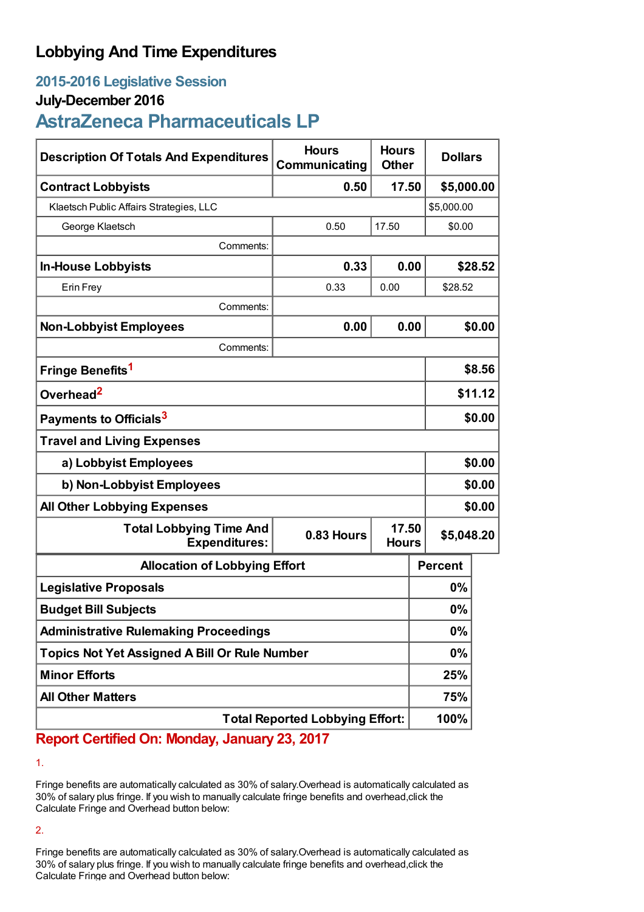# Lobbying And Time Expenditures

## 2015-2016 Legislative Session

### July-December 2016

## AstraZeneca Pharmaceuticals LP

| Description Of Totals And Expenditures | Hours Communicating | Hours Other | Dollars |
|---|---|---|---|
| **Contract Lobbyists** | **0.50** | **17.50** | **$5,000.00** |
| Klaetsch Public Affairs Strategies, LLC | | | $5,000.00 |
| George Klaetsch | 0.50 | 17.50 | $0.00 |
| Comments: | | | |
| **In-House Lobbyists** | **0.33** | **0.00** | **$28.52** |
| Erin Frey | 0.33 | 0.00 | $28.52 |
| Comments: | | | |
| **Non-Lobbyist Employees** | **0.00** | **0.00** | **$0.00** |
| Comments: | | | |
| **Fringe Benefits**[1] | | | **$8.56** |
| **Overhead**[2] | | | **$11.12** |
| **Payments to Officials**[3] | | | **$0.00** |
| **Travel and Living Expenses** | | | |
| **a) Lobbyist Employees** | | | **$0.00** |
| **b) Non-Lobbyist Employees** | | | **$0.00** |
| **All Other Lobbying Expenses** | | | **$0.00** |
| **Total Lobbying Time And Expenditures:** | **0.83 Hours** | **17.50 Hours** | **$5,048.20** |

| Allocation of Lobbying Effort | Percent |
|---|---|
| **Legislative Proposals** | **0%** |
| **Budget Bill Subjects** | **0%** |
| **Administrative Rulemaking Proceedings** | **0%** |
| **Topics Not Yet Assigned A Bill Or Rule Number** | **0%** |
| **Minor Efforts** | **25%** |
| **All Other Matters** | **75%** |
| **Total Reported Lobbying Effort:** | **100%** |

**Report Certified On: Monday, January 23, 2017**

1.

Fringe benefits are automatically calculated as 30% of salary.Overhead is automatically calculated as 30% of salary plus fringe. If you wish to manually calculate fringe benefits and overhead,click the Calculate Fringe and Overhead button below:

2.

Fringe benefits are automatically calculated as 30% of salary.Overhead is automatically calculated as 30% of salary plus fringe. If you wish to manually calculate fringe benefits and overhead,click the Calculate Fringe and Overhead button below: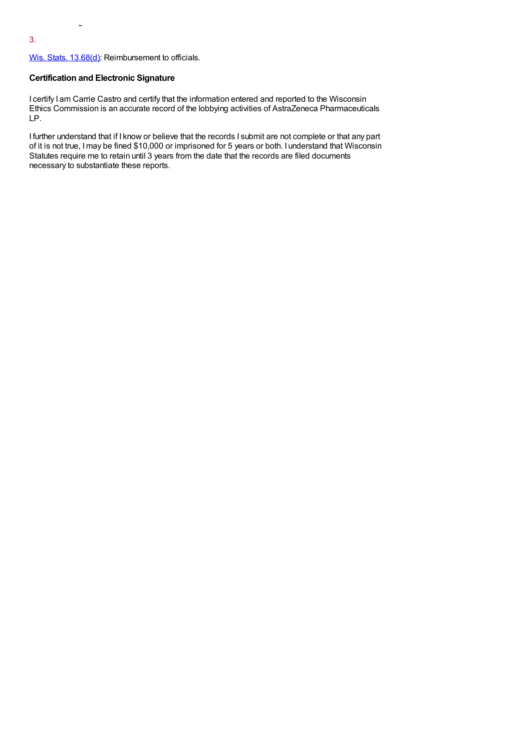3.

[Wis. Stats. 13.68(d)](): Reimbursement to officials.

**Certification and Electronic Signature**

I certify I am Carrie Castro and certify that the information entered and reported to the Wisconsin Ethics Commission is an accurate record of the lobbying activities of AstraZeneca Pharmaceuticals LP.

I further understand that if I know or believe that the records I submit are not complete or that any part of it is not true, I may be fined $10,000 or imprisoned for 5 years or both. I understand that Wisconsin Statutes require me to retain until 3 years from the date that the records are filed documents necessary to substantiate these reports.